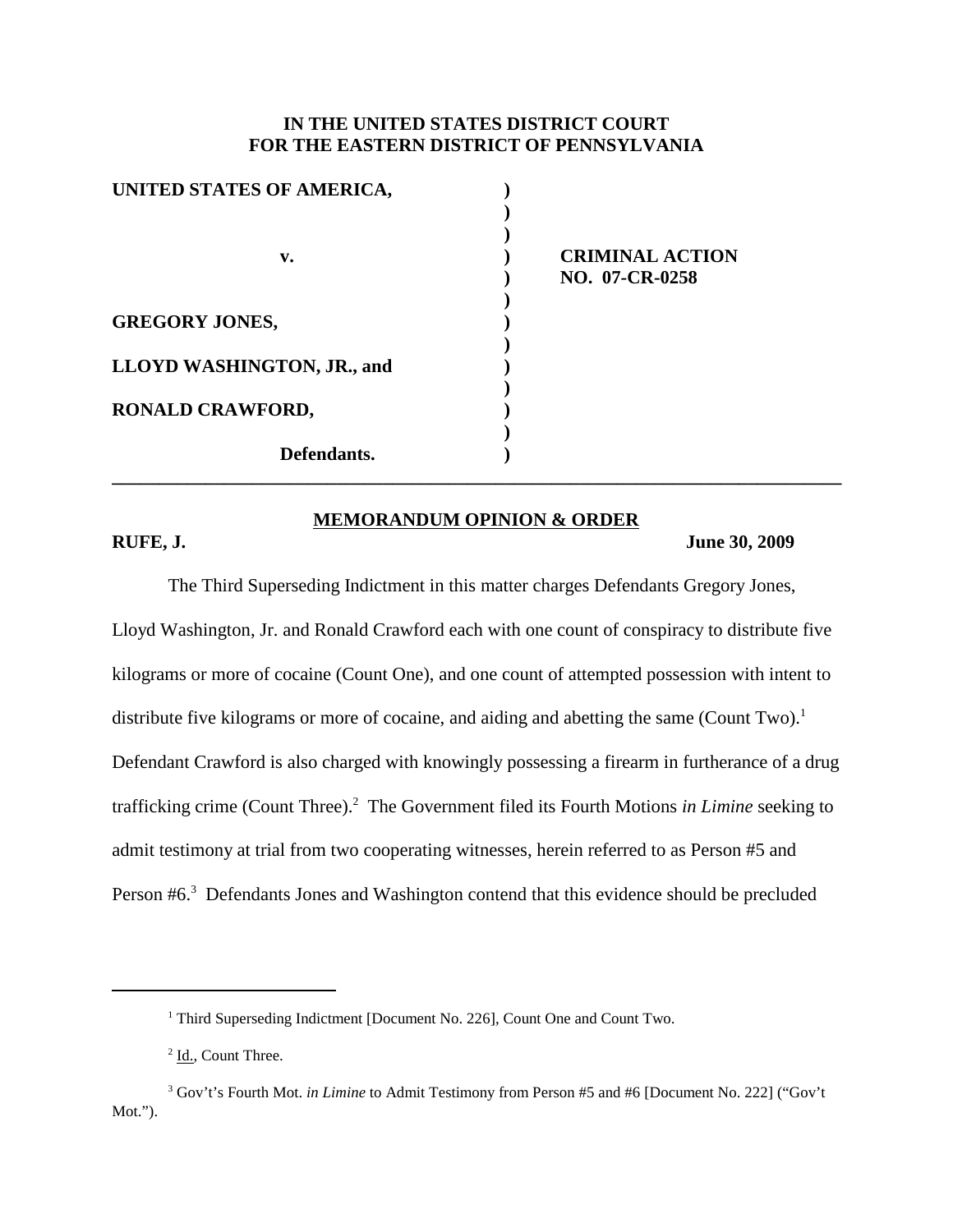**IN THE UNITED STATES DISTRICT COURT**
**FOR THE EASTERN DISTRICT OF PENNSYLVANIA**

| | | |
|---|---|---|
| **UNITED STATES OF AMERICA,** | **)** | |
| **v.** | **)** | **CRIMINAL ACTION NO. 07-CR-0258** |
| **GREGORY JONES,** | **)** | |
| **LLOYD WASHINGTON, JR., and** | **)** | |
| **RONALD CRAWFORD,** | **)** | |
| **Defendants.** | **)** | |

---

**MEMORANDUM OPINION & ORDER**

**RUFE, J.** **June 30, 2009**

The Third Superseding Indictment in this matter charges Defendants Gregory Jones, Lloyd Washington, Jr. and Ronald Crawford each with one count of conspiracy to distribute five kilograms or more of cocaine (Count One), and one count of attempted possession with intent to distribute five kilograms or more of cocaine, and aiding and abetting the same (Count Two).[1] Defendant Crawford is also charged with knowingly possessing a firearm in furtherance of a drug trafficking crime (Count Three).[2] The Government filed its Fourth Motions *in Limine* seeking to admit testimony at trial from two cooperating witnesses, herein referred to as Person #5 and Person #6.[3] Defendants Jones and Washington contend that this evidence should be precluded

---

[1] Third Superseding Indictment [Document No. 226], Count One and Count Two.

[2] Id., Count Three.

[3] Gov't's Fourth Mot. *in Limine* to Admit Testimony from Person #5 and #6 [Document No. 222] ("Gov't Mot.").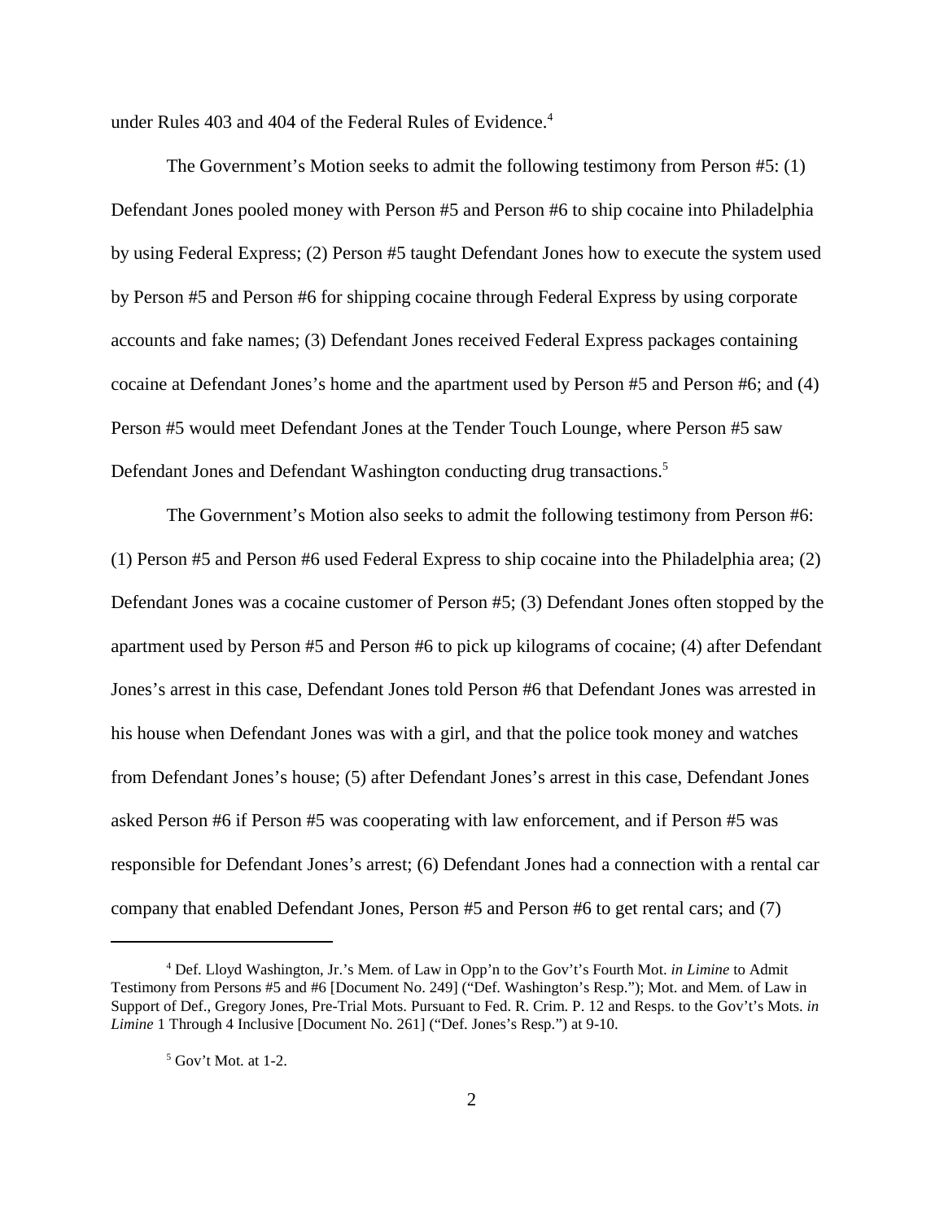under Rules 403 and 404 of the Federal Rules of Evidence.[4]

The Government's Motion seeks to admit the following testimony from Person #5: (1) Defendant Jones pooled money with Person #5 and Person #6 to ship cocaine into Philadelphia by using Federal Express; (2) Person #5 taught Defendant Jones how to execute the system used by Person #5 and Person #6 for shipping cocaine through Federal Express by using corporate accounts and fake names; (3) Defendant Jones received Federal Express packages containing cocaine at Defendant Jones's home and the apartment used by Person #5 and Person #6; and (4) Person #5 would meet Defendant Jones at the Tender Touch Lounge, where Person #5 saw Defendant Jones and Defendant Washington conducting drug transactions.[5]

The Government's Motion also seeks to admit the following testimony from Person #6: (1) Person #5 and Person #6 used Federal Express to ship cocaine into the Philadelphia area; (2) Defendant Jones was a cocaine customer of Person #5; (3) Defendant Jones often stopped by the apartment used by Person #5 and Person #6 to pick up kilograms of cocaine; (4) after Defendant Jones's arrest in this case, Defendant Jones told Person #6 that Defendant Jones was arrested in his house when Defendant Jones was with a girl, and that the police took money and watches from Defendant Jones's house; (5) after Defendant Jones's arrest in this case, Defendant Jones asked Person #6 if Person #5 was cooperating with law enforcement, and if Person #5 was responsible for Defendant Jones's arrest; (6) Defendant Jones had a connection with a rental car company that enabled Defendant Jones, Person #5 and Person #6 to get rental cars; and (7)

---

[4] Def. Lloyd Washington, Jr.'s Mem. of Law in Opp'n to the Gov't's Fourth Mot. *in Limine* to Admit Testimony from Persons #5 and #6 [Document No. 249] ("Def. Washington's Resp."); Mot. and Mem. of Law in Support of Def., Gregory Jones, Pre-Trial Mots. Pursuant to Fed. R. Crim. P. 12 and Resps. to the Gov't's Mots. *in Limine* 1 Through 4 Inclusive [Document No. 261] ("Def. Jones's Resp.") at 9-10.

[5] Gov't Mot. at 1-2.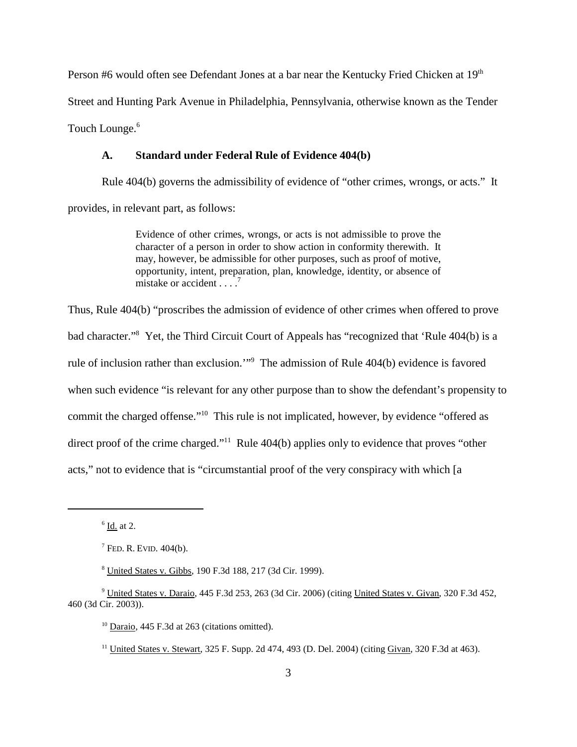Person #6 would often see Defendant Jones at a bar near the Kentucky Fried Chicken at 19th Street and Hunting Park Avenue in Philadelphia, Pennsylvania, otherwise known as the Tender Touch Lounge.[6]

### A. Standard under Federal Rule of Evidence 404(b)

Rule 404(b) governs the admissibility of evidence of "other crimes, wrongs, or acts." It provides, in relevant part, as follows:

> Evidence of other crimes, wrongs, or acts is not admissible to prove the character of a person in order to show action in conformity therewith. It may, however, be admissible for other purposes, such as proof of motive, opportunity, intent, preparation, plan, knowledge, identity, or absence of mistake or accident . . . .[7]

Thus, Rule 404(b) "proscribes the admission of evidence of other crimes when offered to prove bad character."[8] Yet, the Third Circuit Court of Appeals has "recognized that 'Rule 404(b) is a rule of inclusion rather than exclusion.'"[9] The admission of Rule 404(b) evidence is favored when such evidence "is relevant for any other purpose than to show the defendant's propensity to commit the charged offense."[10] This rule is not implicated, however, by evidence "offered as direct proof of the crime charged."[11] Rule 404(b) applies only to evidence that proves "other acts," not to evidence that is "circumstantial proof of the very conspiracy with which [a

---

[6] Id. at 2.

[7] FED. R. EVID. 404(b).

[8] United States v. Gibbs, 190 F.3d 188, 217 (3d Cir. 1999).

[9] United States v. Daraio, 445 F.3d 253, 263 (3d Cir. 2006) (citing United States v. Givan, 320 F.3d 452, 460 (3d Cir. 2003)).

[10] Daraio, 445 F.3d at 263 (citations omitted).

[11] United States v. Stewart, 325 F. Supp. 2d 474, 493 (D. Del. 2004) (citing Givan, 320 F.3d at 463).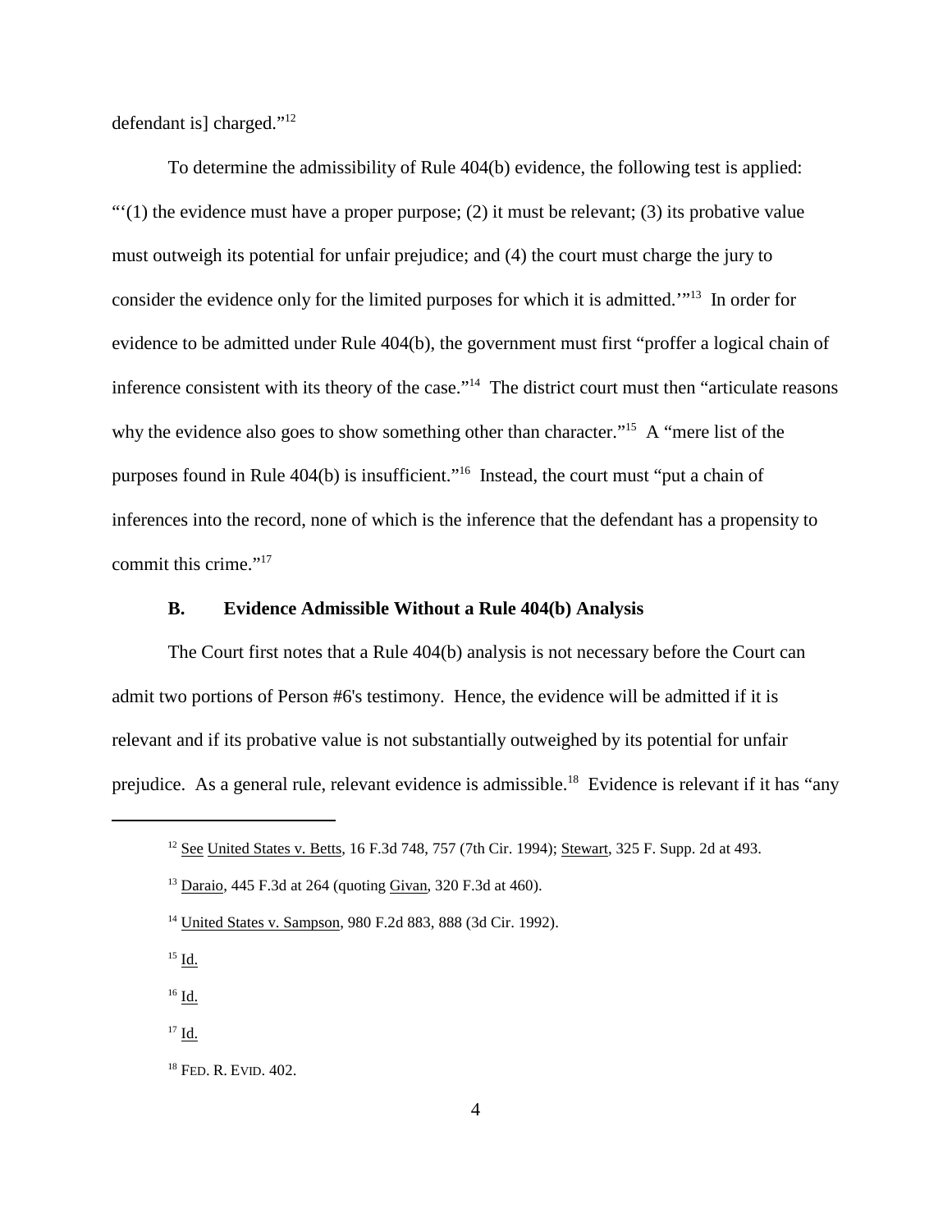defendant is] charged."[12]

To determine the admissibility of Rule 404(b) evidence, the following test is applied: "'(1) the evidence must have a proper purpose; (2) it must be relevant; (3) its probative value must outweigh its potential for unfair prejudice; and (4) the court must charge the jury to consider the evidence only for the limited purposes for which it is admitted.'"[13] In order for evidence to be admitted under Rule 404(b), the government must first "proffer a logical chain of inference consistent with its theory of the case."[14] The district court must then "articulate reasons why the evidence also goes to show something other than character."[15] A "mere list of the purposes found in Rule 404(b) is insufficient."[16] Instead, the court must "put a chain of inferences into the record, none of which is the inference that the defendant has a propensity to commit this crime."[17]

### B. Evidence Admissible Without a Rule 404(b) Analysis

The Court first notes that a Rule 404(b) analysis is not necessary before the Court can admit two portions of Person #6's testimony. Hence, the evidence will be admitted if it is relevant and if its probative value is not substantially outweighed by its potential for unfair prejudice. As a general rule, relevant evidence is admissible.[18] Evidence is relevant if it has "any

---

[12] See United States v. Betts, 16 F.3d 748, 757 (7th Cir. 1994); Stewart, 325 F. Supp. 2d at 493.

[13] Daraio, 445 F.3d at 264 (quoting Givan, 320 F.3d at 460).

[14] United States v. Sampson, 980 F.2d 883, 888 (3d Cir. 1992).

[15] Id.

[16] Id.

[17] Id.

[18] FED. R. EVID. 402.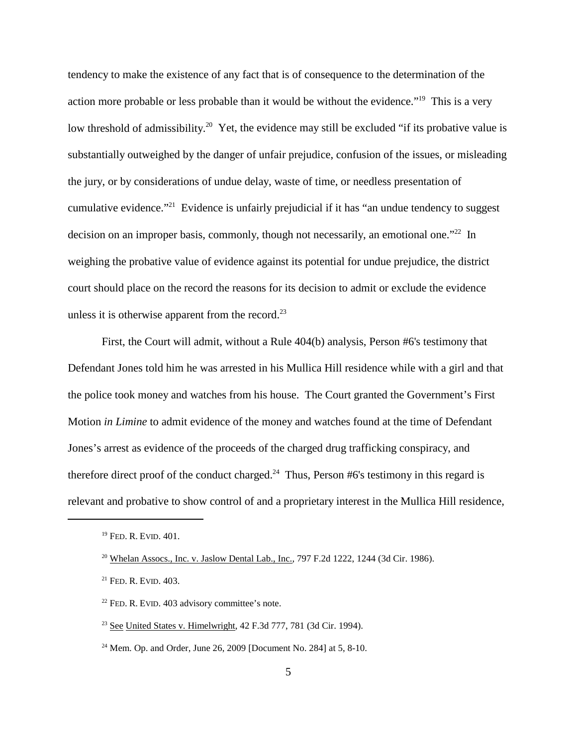tendency to make the existence of any fact that is of consequence to the determination of the action more probable or less probable than it would be without the evidence."[19] This is a very low threshold of admissibility.[20] Yet, the evidence may still be excluded "if its probative value is substantially outweighed by the danger of unfair prejudice, confusion of the issues, or misleading the jury, or by considerations of undue delay, waste of time, or needless presentation of cumulative evidence."[21] Evidence is unfairly prejudicial if it has "an undue tendency to suggest decision on an improper basis, commonly, though not necessarily, an emotional one."[22] In weighing the probative value of evidence against its potential for undue prejudice, the district court should place on the record the reasons for its decision to admit or exclude the evidence unless it is otherwise apparent from the record.[23]

First, the Court will admit, without a Rule 404(b) analysis, Person #6's testimony that Defendant Jones told him he was arrested in his Mullica Hill residence while with a girl and that the police took money and watches from his house. The Court granted the Government's First Motion *in Limine* to admit evidence of the money and watches found at the time of Defendant Jones's arrest as evidence of the proceeds of the charged drug trafficking conspiracy, and therefore direct proof of the conduct charged.[24] Thus, Person #6's testimony in this regard is relevant and probative to show control of and a proprietary interest in the Mullica Hill residence,

---

[19] FED. R. EVID. 401.

[20] Whelan Assocs., Inc. v. Jaslow Dental Lab., Inc., 797 F.2d 1222, 1244 (3d Cir. 1986).

[21] FED. R. EVID. 403.

[22] FED. R. EVID. 403 advisory committee's note.

[23] See United States v. Himelwright, 42 F.3d 777, 781 (3d Cir. 1994).

[24] Mem. Op. and Order, June 26, 2009 [Document No. 284] at 5, 8-10.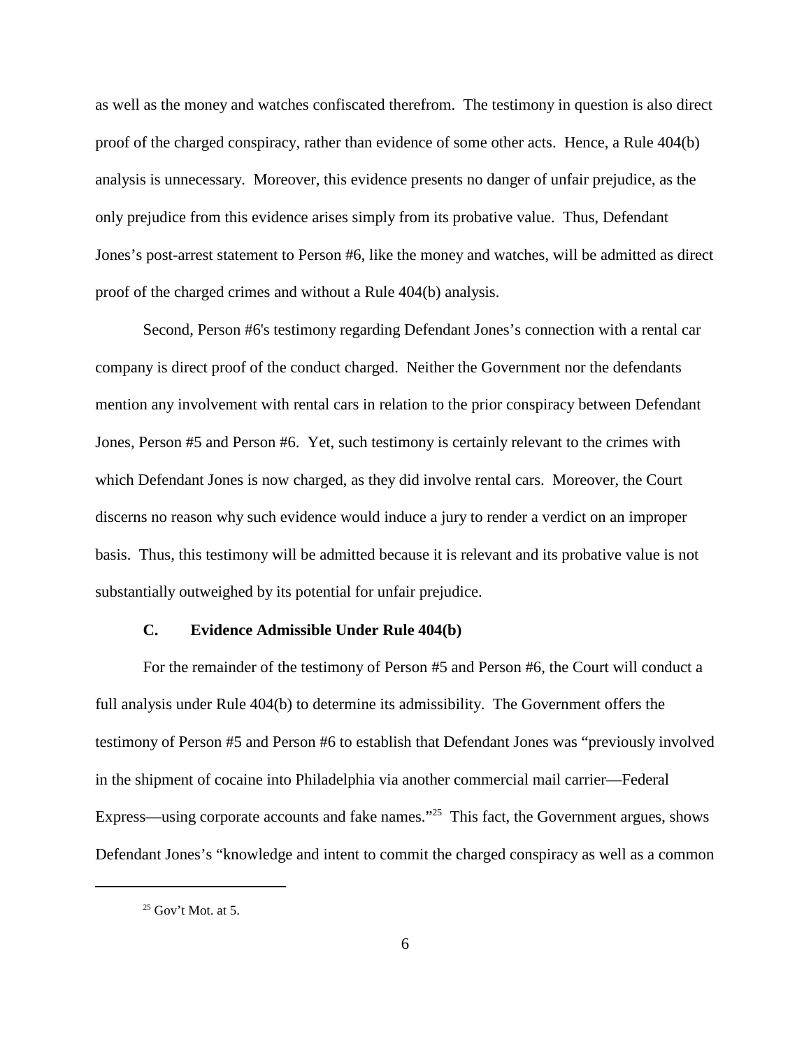as well as the money and watches confiscated therefrom. The testimony in question is also direct proof of the charged conspiracy, rather than evidence of some other acts. Hence, a Rule 404(b) analysis is unnecessary. Moreover, this evidence presents no danger of unfair prejudice, as the only prejudice from this evidence arises simply from its probative value. Thus, Defendant Jones's post-arrest statement to Person #6, like the money and watches, will be admitted as direct proof of the charged crimes and without a Rule 404(b) analysis.

Second, Person #6's testimony regarding Defendant Jones's connection with a rental car company is direct proof of the conduct charged. Neither the Government nor the defendants mention any involvement with rental cars in relation to the prior conspiracy between Defendant Jones, Person #5 and Person #6. Yet, such testimony is certainly relevant to the crimes with which Defendant Jones is now charged, as they did involve rental cars. Moreover, the Court discerns no reason why such evidence would induce a jury to render a verdict on an improper basis. Thus, this testimony will be admitted because it is relevant and its probative value is not substantially outweighed by its potential for unfair prejudice.

### C. Evidence Admissible Under Rule 404(b)

For the remainder of the testimony of Person #5 and Person #6, the Court will conduct a full analysis under Rule 404(b) to determine its admissibility. The Government offers the testimony of Person #5 and Person #6 to establish that Defendant Jones was "previously involved in the shipment of cocaine into Philadelphia via another commercial mail carrier—Federal Express—using corporate accounts and fake names."[25] This fact, the Government argues, shows Defendant Jones's "knowledge and intent to commit the charged conspiracy as well as a common

[25] Gov't Mot. at 5.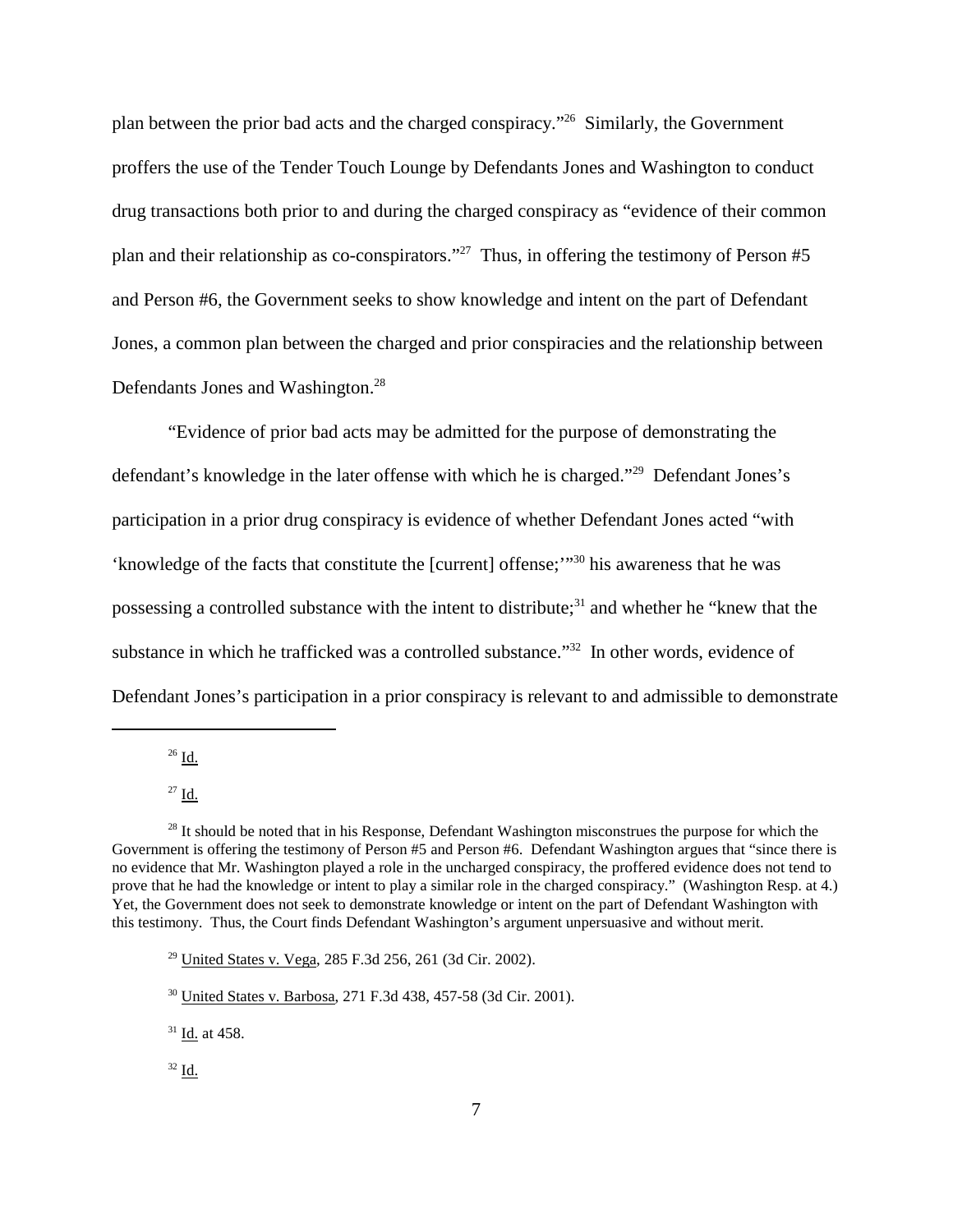plan between the prior bad acts and the charged conspiracy."[26] Similarly, the Government proffers the use of the Tender Touch Lounge by Defendants Jones and Washington to conduct drug transactions both prior to and during the charged conspiracy as "evidence of their common plan and their relationship as co-conspirators."[27] Thus, in offering the testimony of Person #5 and Person #6, the Government seeks to show knowledge and intent on the part of Defendant Jones, a common plan between the charged and prior conspiracies and the relationship between Defendants Jones and Washington.[28]

"Evidence of prior bad acts may be admitted for the purpose of demonstrating the defendant's knowledge in the later offense with which he is charged."[29] Defendant Jones's participation in a prior drug conspiracy is evidence of whether Defendant Jones acted "with 'knowledge of the facts that constitute the [current] offense;'"[30] his awareness that he was possessing a controlled substance with the intent to distribute;[31] and whether he "knew that the substance in which he trafficked was a controlled substance."[32] In other words, evidence of Defendant Jones's participation in a prior conspiracy is relevant to and admissible to demonstrate

---

[26] Id.

[27] Id.

[28] It should be noted that in his Response, Defendant Washington misconstrues the purpose for which the Government is offering the testimony of Person #5 and Person #6. Defendant Washington argues that "since there is no evidence that Mr. Washington played a role in the uncharged conspiracy, the proffered evidence does not tend to prove that he had the knowledge or intent to play a similar role in the charged conspiracy." (Washington Resp. at 4.) Yet, the Government does not seek to demonstrate knowledge or intent on the part of Defendant Washington with this testimony. Thus, the Court finds Defendant Washington's argument unpersuasive and without merit.

[29] United States v. Vega, 285 F.3d 256, 261 (3d Cir. 2002).

[30] United States v. Barbosa, 271 F.3d 438, 457-58 (3d Cir. 2001).

[31] Id. at 458.

[32] Id.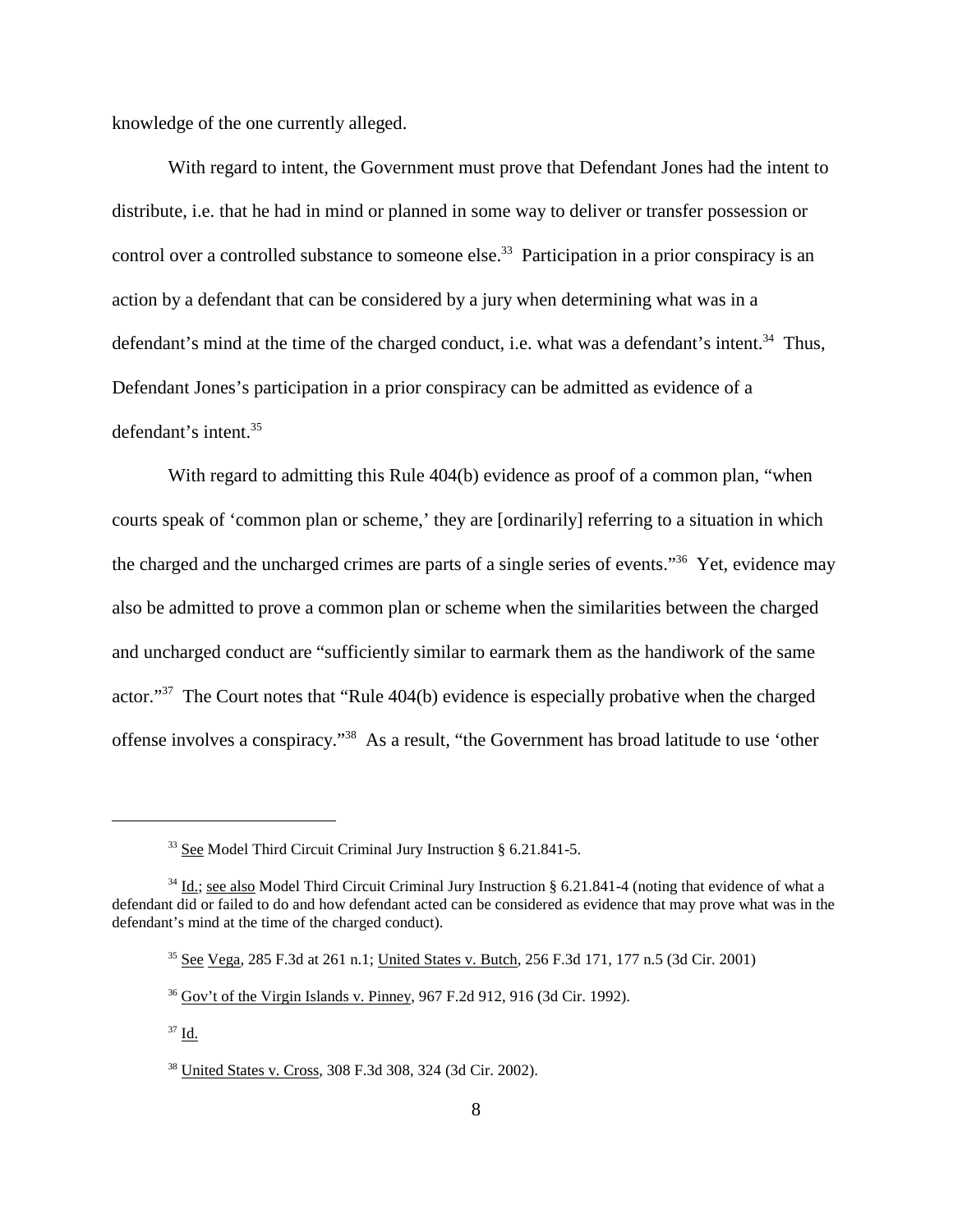knowledge of the one currently alleged.

With regard to intent, the Government must prove that Defendant Jones had the intent to distribute, i.e. that he had in mind or planned in some way to deliver or transfer possession or control over a controlled substance to someone else.[33] Participation in a prior conspiracy is an action by a defendant that can be considered by a jury when determining what was in a defendant's mind at the time of the charged conduct, i.e. what was a defendant's intent.[34] Thus, Defendant Jones's participation in a prior conspiracy can be admitted as evidence of a defendant's intent.[35]

With regard to admitting this Rule 404(b) evidence as proof of a common plan, "when courts speak of 'common plan or scheme,' they are [ordinarily] referring to a situation in which the charged and the uncharged crimes are parts of a single series of events."[36] Yet, evidence may also be admitted to prove a common plan or scheme when the similarities between the charged and uncharged conduct are "sufficiently similar to earmark them as the handiwork of the same actor."[37] The Court notes that "Rule 404(b) evidence is especially probative when the charged offense involves a conspiracy."[38] As a result, "the Government has broad latitude to use 'other

---

[33] See Model Third Circuit Criminal Jury Instruction § 6.21.841-5.

[34] Id.; see also Model Third Circuit Criminal Jury Instruction § 6.21.841-4 (noting that evidence of what a defendant did or failed to do and how defendant acted can be considered as evidence that may prove what was in the defendant's mind at the time of the charged conduct).

[35] See Vega, 285 F.3d at 261 n.1; United States v. Butch, 256 F.3d 171, 177 n.5 (3d Cir. 2001)

[36] Gov't of the Virgin Islands v. Pinney, 967 F.2d 912, 916 (3d Cir. 1992).

[37] Id.

[38] United States v. Cross, 308 F.3d 308, 324 (3d Cir. 2002).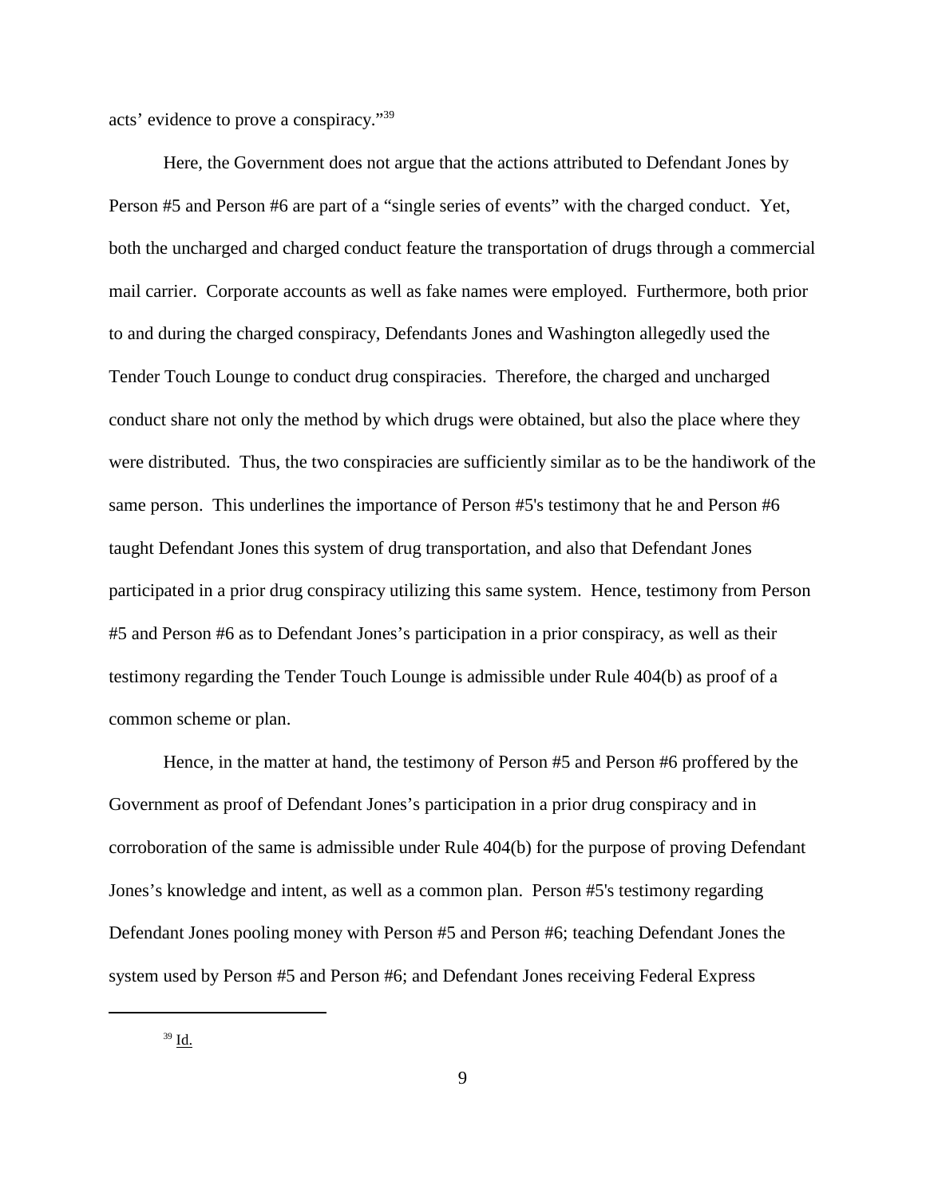acts' evidence to prove a conspiracy."[39]

Here, the Government does not argue that the actions attributed to Defendant Jones by Person #5 and Person #6 are part of a "single series of events" with the charged conduct. Yet, both the uncharged and charged conduct feature the transportation of drugs through a commercial mail carrier. Corporate accounts as well as fake names were employed. Furthermore, both prior to and during the charged conspiracy, Defendants Jones and Washington allegedly used the Tender Touch Lounge to conduct drug conspiracies. Therefore, the charged and uncharged conduct share not only the method by which drugs were obtained, but also the place where they were distributed. Thus, the two conspiracies are sufficiently similar as to be the handiwork of the same person. This underlines the importance of Person #5's testimony that he and Person #6 taught Defendant Jones this system of drug transportation, and also that Defendant Jones participated in a prior drug conspiracy utilizing this same system. Hence, testimony from Person #5 and Person #6 as to Defendant Jones's participation in a prior conspiracy, as well as their testimony regarding the Tender Touch Lounge is admissible under Rule 404(b) as proof of a common scheme or plan.

Hence, in the matter at hand, the testimony of Person #5 and Person #6 proffered by the Government as proof of Defendant Jones's participation in a prior drug conspiracy and in corroboration of the same is admissible under Rule 404(b) for the purpose of proving Defendant Jones's knowledge and intent, as well as a common plan. Person #5's testimony regarding Defendant Jones pooling money with Person #5 and Person #6; teaching Defendant Jones the system used by Person #5 and Person #6; and Defendant Jones receiving Federal Express

---

[39] Id.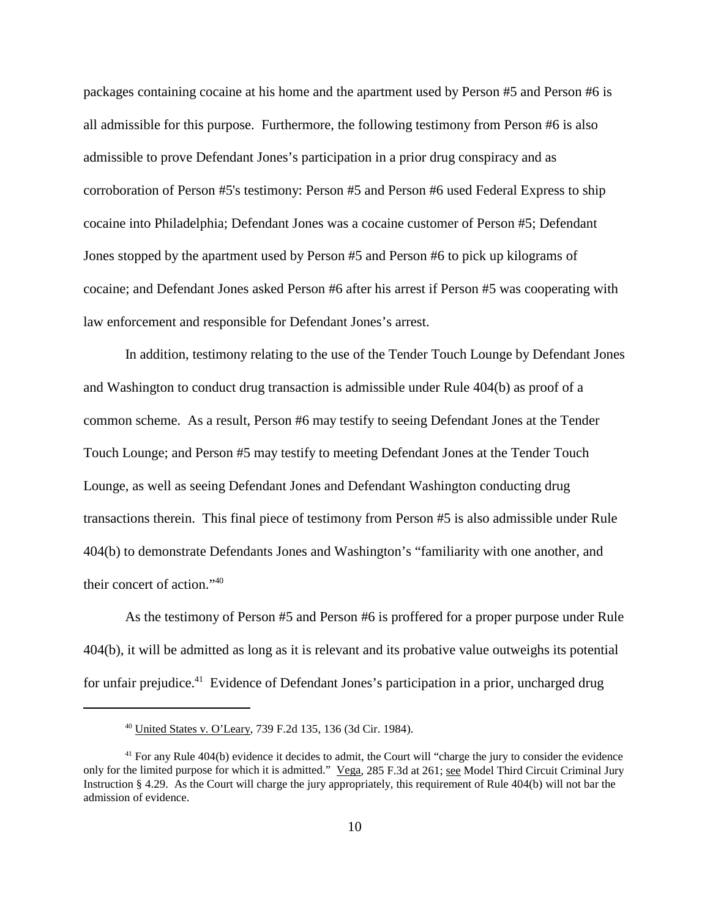packages containing cocaine at his home and the apartment used by Person #5 and Person #6 is all admissible for this purpose. Furthermore, the following testimony from Person #6 is also admissible to prove Defendant Jones's participation in a prior drug conspiracy and as corroboration of Person #5's testimony: Person #5 and Person #6 used Federal Express to ship cocaine into Philadelphia; Defendant Jones was a cocaine customer of Person #5; Defendant Jones stopped by the apartment used by Person #5 and Person #6 to pick up kilograms of cocaine; and Defendant Jones asked Person #6 after his arrest if Person #5 was cooperating with law enforcement and responsible for Defendant Jones's arrest.

In addition, testimony relating to the use of the Tender Touch Lounge by Defendant Jones and Washington to conduct drug transaction is admissible under Rule 404(b) as proof of a common scheme. As a result, Person #6 may testify to seeing Defendant Jones at the Tender Touch Lounge; and Person #5 may testify to meeting Defendant Jones at the Tender Touch Lounge, as well as seeing Defendant Jones and Defendant Washington conducting drug transactions therein. This final piece of testimony from Person #5 is also admissible under Rule 404(b) to demonstrate Defendants Jones and Washington's "familiarity with one another, and their concert of action."[40]

As the testimony of Person #5 and Person #6 is proffered for a proper purpose under Rule 404(b), it will be admitted as long as it is relevant and its probative value outweighs its potential for unfair prejudice.[41] Evidence of Defendant Jones's participation in a prior, uncharged drug

---

[40] United States v. O'Leary, 739 F.2d 135, 136 (3d Cir. 1984).

[41] For any Rule 404(b) evidence it decides to admit, the Court will "charge the jury to consider the evidence only for the limited purpose for which it is admitted." Vega, 285 F.3d at 261; see Model Third Circuit Criminal Jury Instruction § 4.29. As the Court will charge the jury appropriately, this requirement of Rule 404(b) will not bar the admission of evidence.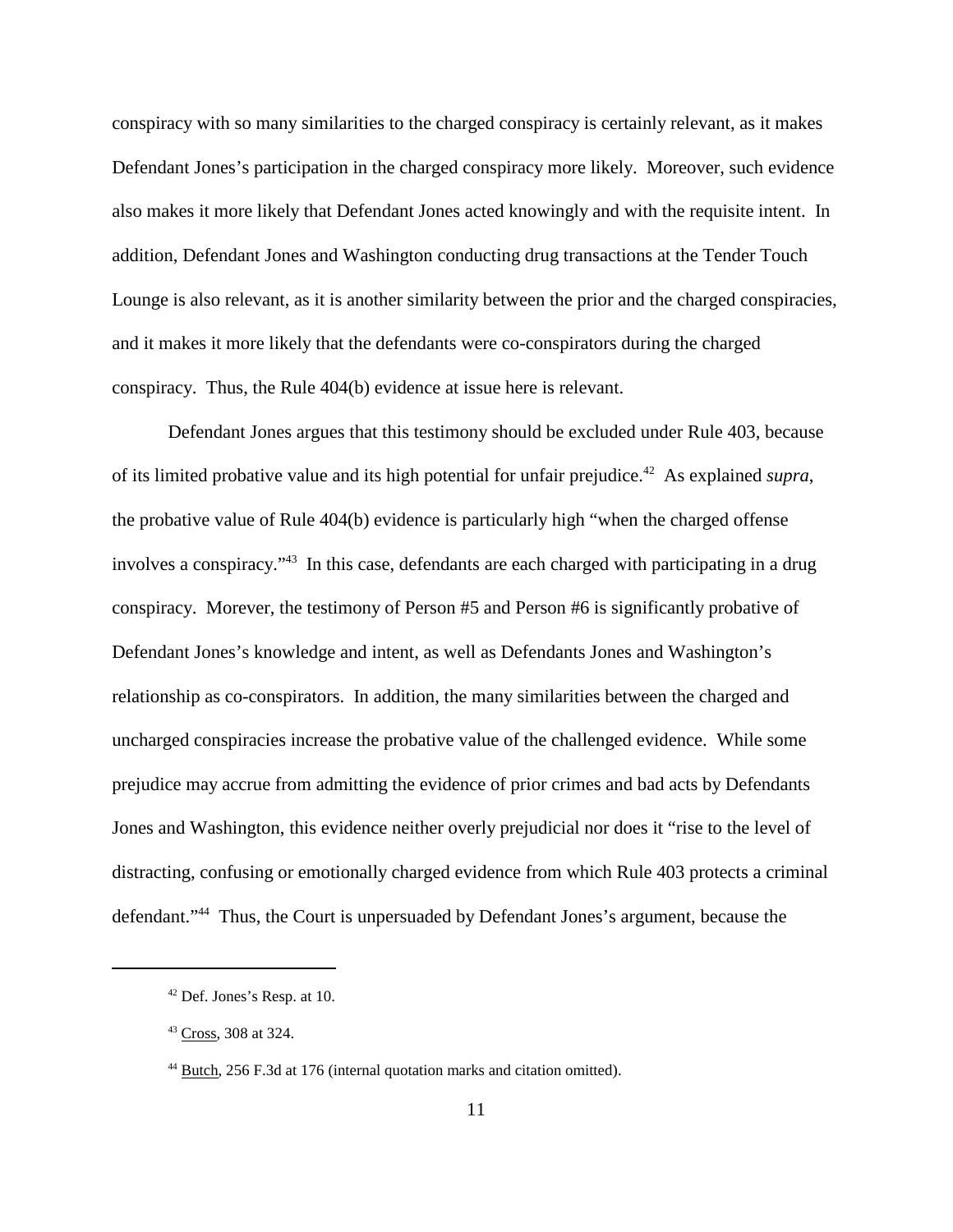conspiracy with so many similarities to the charged conspiracy is certainly relevant, as it makes Defendant Jones's participation in the charged conspiracy more likely. Moreover, such evidence also makes it more likely that Defendant Jones acted knowingly and with the requisite intent. In addition, Defendant Jones and Washington conducting drug transactions at the Tender Touch Lounge is also relevant, as it is another similarity between the prior and the charged conspiracies, and it makes it more likely that the defendants were co-conspirators during the charged conspiracy. Thus, the Rule 404(b) evidence at issue here is relevant.

Defendant Jones argues that this testimony should be excluded under Rule 403, because of its limited probative value and its high potential for unfair prejudice.[42] As explained *supra*, the probative value of Rule 404(b) evidence is particularly high "when the charged offense involves a conspiracy."[43] In this case, defendants are each charged with participating in a drug conspiracy. Morever, the testimony of Person #5 and Person #6 is significantly probative of Defendant Jones's knowledge and intent, as well as Defendants Jones and Washington's relationship as co-conspirators. In addition, the many similarities between the charged and uncharged conspiracies increase the probative value of the challenged evidence. While some prejudice may accrue from admitting the evidence of prior crimes and bad acts by Defendants Jones and Washington, this evidence neither overly prejudicial nor does it "rise to the level of distracting, confusing or emotionally charged evidence from which Rule 403 protects a criminal defendant."[44] Thus, the Court is unpersuaded by Defendant Jones's argument, because the

---

[42] Def. Jones's Resp. at 10.

[43] Cross, 308 at 324.

[44] Butch, 256 F.3d at 176 (internal quotation marks and citation omitted).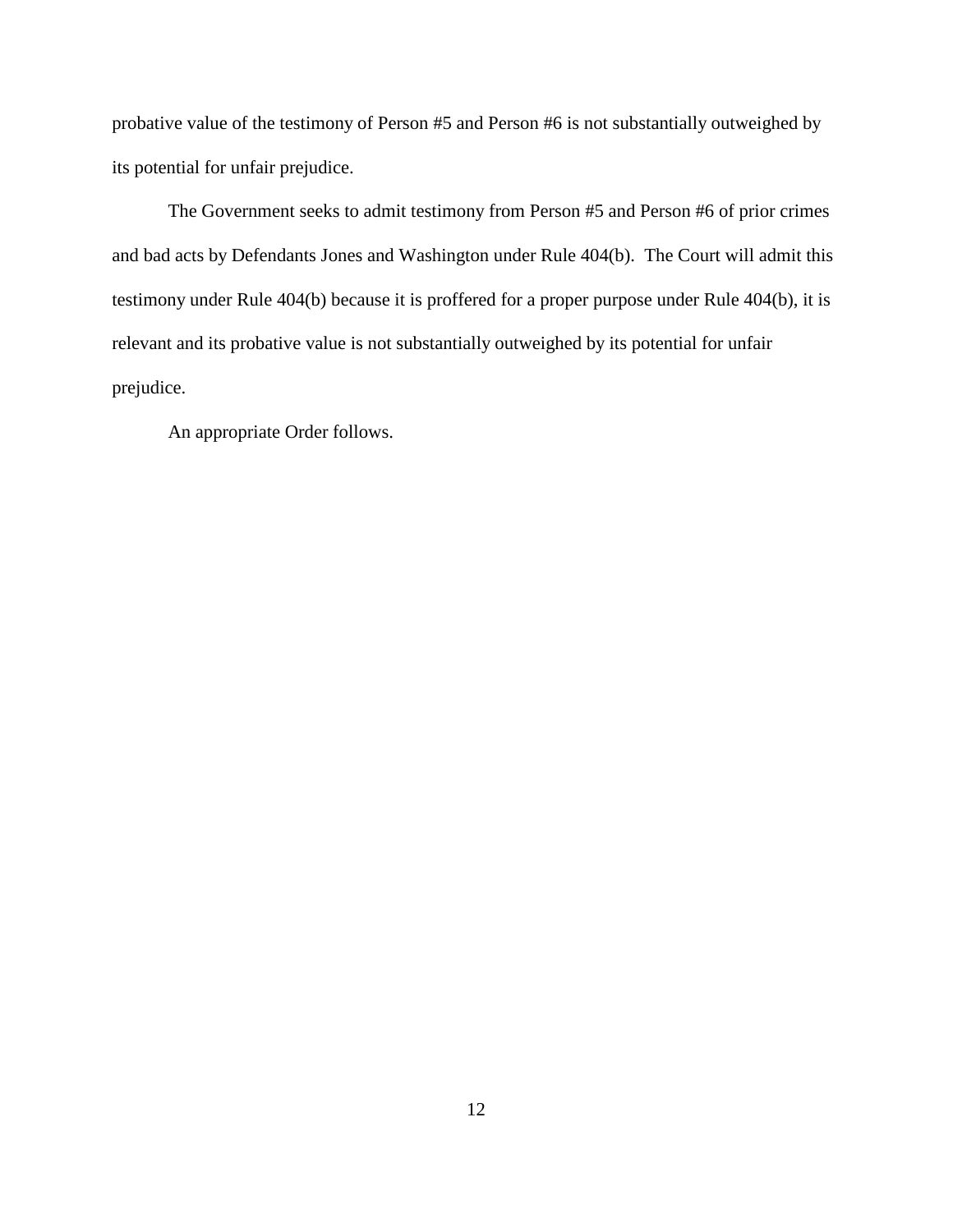probative value of the testimony of Person #5 and Person #6 is not substantially outweighed by its potential for unfair prejudice.

The Government seeks to admit testimony from Person #5 and Person #6 of prior crimes and bad acts by Defendants Jones and Washington under Rule 404(b). The Court will admit this testimony under Rule 404(b) because it is proffered for a proper purpose under Rule 404(b), it is relevant and its probative value is not substantially outweighed by its potential for unfair prejudice.

An appropriate Order follows.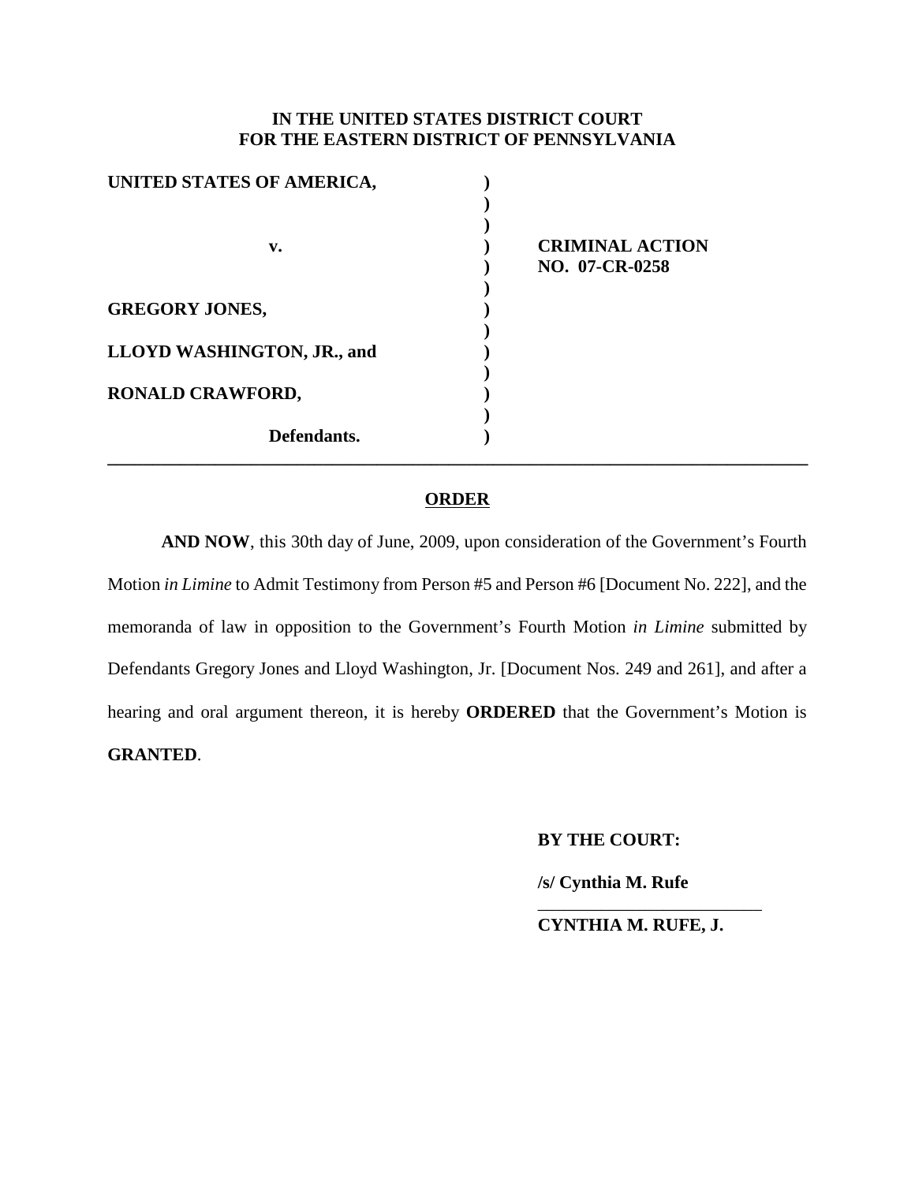**IN THE UNITED STATES DISTRICT COURT**
**FOR THE EASTERN DISTRICT OF PENNSYLVANIA**

| | | |
|---|---|---|
| **UNITED STATES OF AMERICA,** | **)** | |
| **v.** | **)** | **CRIMINAL ACTION NO. 07-CR-0258** |
| **GREGORY JONES,** | **)** | |
| **LLOYD WASHINGTON, JR., and** | **)** | |
| **RONALD CRAWFORD,** | **)** | |
| **Defendants.** | **)** | |

## ORDER

**AND NOW**, this 30th day of June, 2009, upon consideration of the Government's Fourth Motion *in Limine* to Admit Testimony from Person #5 and Person #6 [Document No. 222], and the memoranda of law in opposition to the Government's Fourth Motion *in Limine* submitted by Defendants Gregory Jones and Lloyd Washington, Jr. [Document Nos. 249 and 261], and after a hearing and oral argument thereon, it is hereby **ORDERED** that the Government's Motion is **GRANTED**.

**BY THE COURT:**

**/s/ Cynthia M. Rufe**

**CYNTHIA M. RUFE, J.**